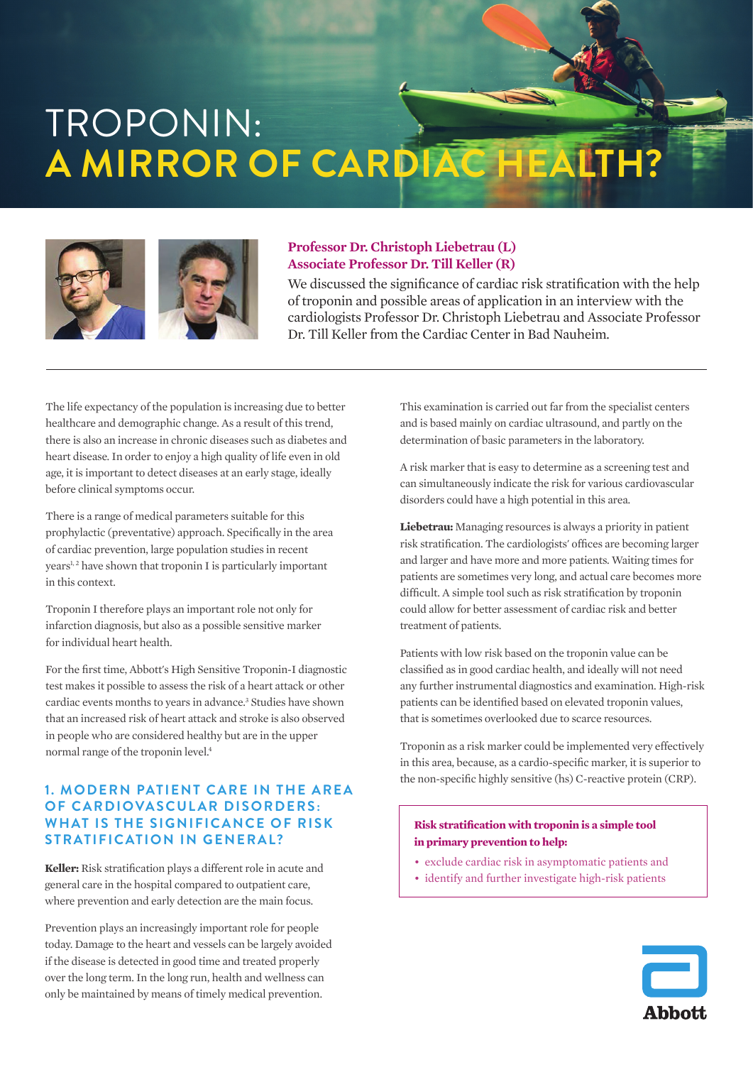# TROPONIN: A MIRROR OF CARDIAC HEALTH?

**Professor Dr. Christoph Liebetrau (L)**
**Associate Professor Dr. Till Keller (R)**

We discussed the significance of cardiac risk stratification with the help of troponin and possible areas of application in an interview with the cardiologists Professor Dr. Christoph Liebetrau and Associate Professor Dr. Till Keller from the Cardiac Center in Bad Nauheim.

---

The life expectancy of the population is increasing due to better healthcare and demographic change. As a result of this trend, there is also an increase in chronic diseases such as diabetes and heart disease. In order to enjoy a high quality of life even in old age, it is important to detect diseases at an early stage, ideally before clinical symptoms occur.

There is a range of medical parameters suitable for this prophylactic (preventative) approach. Specifically in the area of cardiac prevention, large population studies in recent years[1, 2] have shown that troponin I is particularly important in this context.

Troponin I therefore plays an important role not only for infarction diagnosis, but also as a possible sensitive marker for individual heart health.

For the first time, Abbott's High Sensitive Troponin-I diagnostic test makes it possible to assess the risk of a heart attack or other cardiac events months to years in advance.[3] Studies have shown that an increased risk of heart attack and stroke is also observed in people who are considered healthy but are in the upper normal range of the troponin level.[4]

## 1. MODERN PATIENT CARE IN THE AREA OF CARDIOVASCULAR DISORDERS: WHAT IS THE SIGNIFICANCE OF RISK STRATIFICATION IN GENERAL?

**Keller:** Risk stratification plays a different role in acute and general care in the hospital compared to outpatient care, where prevention and early detection are the main focus.

Prevention plays an increasingly important role for people today. Damage to the heart and vessels can be largely avoided if the disease is detected in good time and treated properly over the long term. In the long run, health and wellness can only be maintained by means of timely medical prevention.

This examination is carried out far from the specialist centers and is based mainly on cardiac ultrasound, and partly on the determination of basic parameters in the laboratory.

A risk marker that is easy to determine as a screening test and can simultaneously indicate the risk for various cardiovascular disorders could have a high potential in this area.

**Liebetrau:** Managing resources is always a priority in patient risk stratification. The cardiologists' offices are becoming larger and larger and have more and more patients. Waiting times for patients are sometimes very long, and actual care becomes more difficult. A simple tool such as risk stratification by troponin could allow for better assessment of cardiac risk and better treatment of patients.

Patients with low risk based on the troponin value can be classified as in good cardiac health, and ideally will not need any further instrumental diagnostics and examination. High-risk patients can be identified based on elevated troponin values, that is sometimes overlooked due to scarce resources.

Troponin as a risk marker could be implemented very effectively in this area, because, as a cardio-specific marker, it is superior to the non-specific highly sensitive (hs) C-reactive protein (CRP).

**Risk stratification with troponin is a simple tool in primary prevention to help:**

- exclude cardiac risk in asymptomatic patients and
- identify and further investigate high-risk patients

Abbott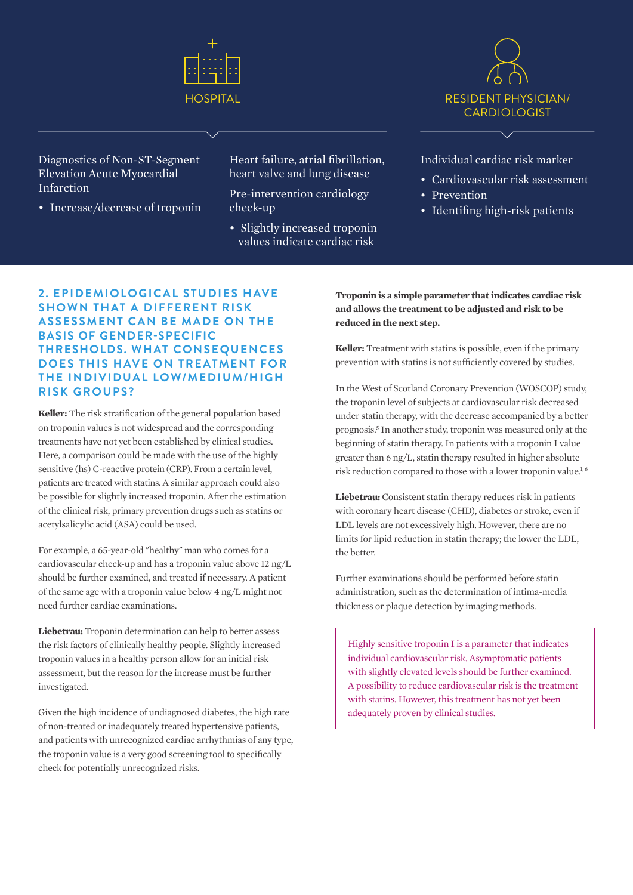**HOSPITAL**

Diagnostics of Non-ST-Segment Elevation Acute Myocardial Infarction

- Increase/decrease of troponin

Heart failure, atrial fibrillation, heart valve and lung disease

Pre-intervention cardiology check-up

- Slightly increased troponin values indicate cardiac risk

**RESIDENT PHYSICIAN/ CARDIOLOGIST**

Individual cardiac risk marker

- Cardiovascular risk assessment
- Prevention
- Identifing high-risk patients

## 2. EPIDEMIOLOGICAL STUDIES HAVE SHOWN THAT A DIFFERENT RISK ASSESSMENT CAN BE MADE ON THE BASIS OF GENDER-SPECIFIC THRESHOLDS. WHAT CONSEQUENCES DOES THIS HAVE ON TREATMENT FOR THE INDIVIDUAL LOW/MEDIUM/HIGH RISK GROUPS?

**Keller:** The risk stratification of the general population based on troponin values is not widespread and the corresponding treatments have not yet been established by clinical studies. Here, a comparison could be made with the use of the highly sensitive (hs) C-reactive protein (CRP). From a certain level, patients are treated with statins. A similar approach could also be possible for slightly increased troponin. After the estimation of the clinical risk, primary prevention drugs such as statins or acetylsalicylic acid (ASA) could be used.

For example, a 65-year-old "healthy" man who comes for a cardiovascular check-up and has a troponin value above 12 ng/L should be further examined, and treated if necessary. A patient of the same age with a troponin value below 4 ng/L might not need further cardiac examinations.

**Liebetrau:** Troponin determination can help to better assess the risk factors of clinically healthy people. Slightly increased troponin values in a healthy person allow for an initial risk assessment, but the reason for the increase must be further investigated.

Given the high incidence of undiagnosed diabetes, the high rate of non-treated or inadequately treated hypertensive patients, and patients with unrecognized cardiac arrhythmias of any type, the troponin value is a very good screening tool to specifically check for potentially unrecognized risks.

**Troponin is a simple parameter that indicates cardiac risk and allows the treatment to be adjusted and risk to be reduced in the next step.**

**Keller:** Treatment with statins is possible, even if the primary prevention with statins is not sufficiently covered by studies.

In the West of Scotland Coronary Prevention (WOSCOP) study, the troponin level of subjects at cardiovascular risk decreased under statin therapy, with the decrease accompanied by a better prognosis.[5] In another study, troponin was measured only at the beginning of statin therapy. In patients with a troponin I value greater than 6 ng/L, statin therapy resulted in higher absolute risk reduction compared to those with a lower troponin value.[1, 6]

**Liebetrau:** Consistent statin therapy reduces risk in patients with coronary heart disease (CHD), diabetes or stroke, even if LDL levels are not excessively high. However, there are no limits for lipid reduction in statin therapy; the lower the LDL, the better.

Further examinations should be performed before statin administration, such as the determination of intima-media thickness or plaque detection by imaging methods.

> Highly sensitive troponin I is a parameter that indicates individual cardiovascular risk. Asymptomatic patients with slightly elevated levels should be further examined. A possibility to reduce cardiovascular risk is the treatment with statins. However, this treatment has not yet been adequately proven by clinical studies.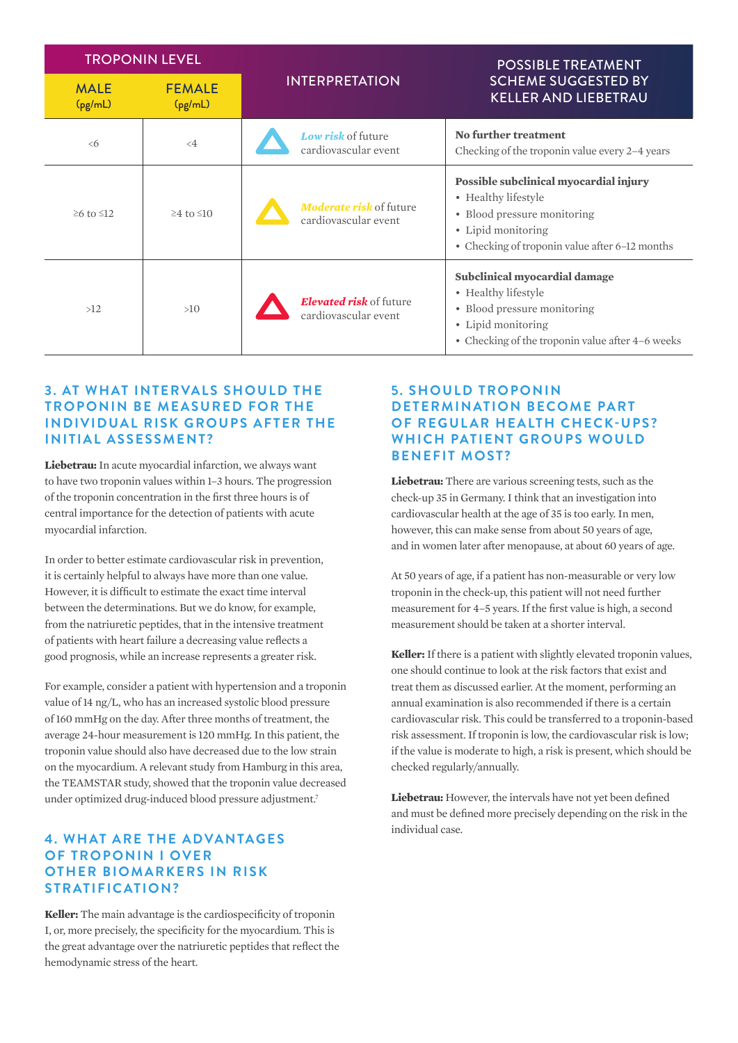| TROPONIN LEVEL | | INTERPRETATION | POSSIBLE TREATMENT SCHEME SUGGESTED BY KELLER AND LIEBETRAU |
|---|---|---|---|
| MALE (pg/mL) | FEMALE (pg/mL) | | |
| <6 | <4 | *Low risk* of future cardiovascular event | **No further treatment**<br>Checking of the troponin value every 2–4 years |
| ≥6 to ≤12 | ≥4 to ≤10 | *Moderate risk* of future cardiovascular event | **Possible subclinical myocardial injury**<br>• Healthy lifestyle<br>• Blood pressure monitoring<br>• Lipid monitoring<br>• Checking of troponin value after 6–12 months |
| >12 | >10 | *Elevated risk* of future cardiovascular event | **Subclinical myocardial damage**<br>• Healthy lifestyle<br>• Blood pressure monitoring<br>• Lipid monitoring<br>• Checking of the troponin value after 4–6 weeks |

## 3. AT WHAT INTERVALS SHOULD THE TROPONIN BE MEASURED FOR THE INDIVIDUAL RISK GROUPS AFTER THE INITIAL ASSESSMENT?

**Liebetrau:** In acute myocardial infarction, we always want to have two troponin values within 1–3 hours. The progression of the troponin concentration in the first three hours is of central importance for the detection of patients with acute myocardial infarction.

In order to better estimate cardiovascular risk in prevention, it is certainly helpful to always have more than one value. However, it is difficult to estimate the exact time interval between the determinations. But we do know, for example, from the natriuretic peptides, that in the intensive treatment of patients with heart failure a decreasing value reflects a good prognosis, while an increase represents a greater risk.

For example, consider a patient with hypertension and a troponin value of 14 ng/L, who has an increased systolic blood pressure of 160 mmHg on the day. After three months of treatment, the average 24-hour measurement is 120 mmHg. In this patient, the troponin value should also have decreased due to the low strain on the myocardium. A relevant study from Hamburg in this area, the TEAMSTAR study, showed that the troponin value decreased under optimized drug-induced blood pressure adjustment.[7]

## 4. WHAT ARE THE ADVANTAGES OF TROPONIN I OVER OTHER BIOMARKERS IN RISK STRATIFICATION?

**Keller:** The main advantage is the cardiospecificity of troponin I, or, more precisely, the specificity for the myocardium. This is the great advantage over the natriuretic peptides that reflect the hemodynamic stress of the heart.

## 5. SHOULD TROPONIN DETERMINATION BECOME PART OF REGULAR HEALTH CHECK-UPS? WHICH PATIENT GROUPS WOULD BENEFIT MOST?

**Liebetrau:** There are various screening tests, such as the check-up 35 in Germany. I think that an investigation into cardiovascular health at the age of 35 is too early. In men, however, this can make sense from about 50 years of age, and in women later after menopause, at about 60 years of age.

At 50 years of age, if a patient has non-measurable or very low troponin in the check-up, this patient will not need further measurement for 4–5 years. If the first value is high, a second measurement should be taken at a shorter interval.

**Keller:** If there is a patient with slightly elevated troponin values, one should continue to look at the risk factors that exist and treat them as discussed earlier. At the moment, performing an annual examination is also recommended if there is a certain cardiovascular risk. This could be transferred to a troponin-based risk assessment. If troponin is low, the cardiovascular risk is low; if the value is moderate to high, a risk is present, which should be checked regularly/annually.

**Liebetrau:** However, the intervals have not yet been defined and must be defined more precisely depending on the risk in the individual case.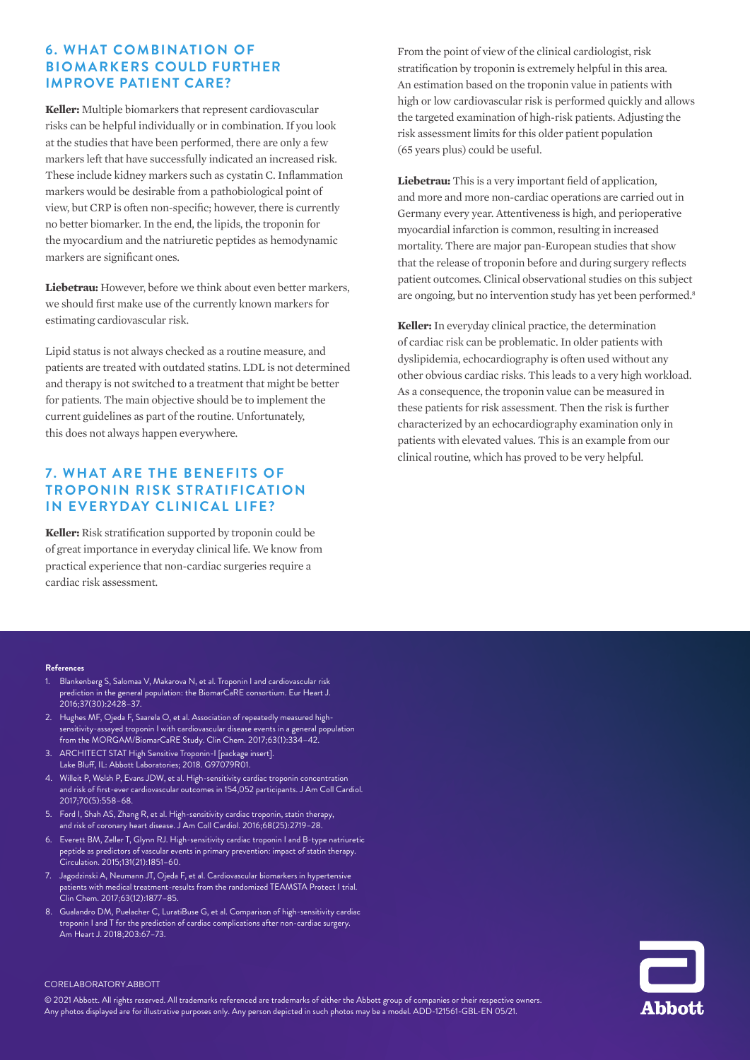## 6. WHAT COMBINATION OF BIOMARKERS COULD FURTHER IMPROVE PATIENT CARE?

**Keller:** Multiple biomarkers that represent cardiovascular risks can be helpful individually or in combination. If you look at the studies that have been performed, there are only a few markers left that have successfully indicated an increased risk. These include kidney markers such as cystatin C. Inflammation markers would be desirable from a pathobiological point of view, but CRP is often non-specific; however, there is currently no better biomarker. In the end, the lipids, the troponin for the myocardium and the natriuretic peptides as hemodynamic markers are significant ones.

**Liebetrau:** However, before we think about even better markers, we should first make use of the currently known markers for estimating cardiovascular risk.

Lipid status is not always checked as a routine measure, and patients are treated with outdated statins. LDL is not determined and therapy is not switched to a treatment that might be better for patients. The main objective should be to implement the current guidelines as part of the routine. Unfortunately, this does not always happen everywhere.

## 7. WHAT ARE THE BENEFITS OF TROPONIN RISK STRATIFICATION IN EVERYDAY CLINICAL LIFE?

**Keller:** Risk stratification supported by troponin could be of great importance in everyday clinical life. We know from practical experience that non-cardiac surgeries require a cardiac risk assessment.

From the point of view of the clinical cardiologist, risk stratification by troponin is extremely helpful in this area. An estimation based on the troponin value in patients with high or low cardiovascular risk is performed quickly and allows the targeted examination of high-risk patients. Adjusting the risk assessment limits for this older patient population (65 years plus) could be useful.

**Liebetrau:** This is a very important field of application, and more and more non-cardiac operations are carried out in Germany every year. Attentiveness is high, and perioperative myocardial infarction is common, resulting in increased mortality. There are major pan-European studies that show that the release of troponin before and during surgery reflects patient outcomes. Clinical observational studies on this subject are ongoing, but no intervention study has yet been performed.[8]

**Keller:** In everyday clinical practice, the determination of cardiac risk can be problematic. In older patients with dyslipidemia, echocardiography is often used without any other obvious cardiac risks. This leads to a very high workload. As a consequence, the troponin value can be measured in these patients for risk assessment. Then the risk is further characterized by an echocardiography examination only in patients with elevated values. This is an example from our clinical routine, which has proved to be very helpful.

**References**

1. Blankenberg S, Salomaa V, Makarova N, et al. Troponin I and cardiovascular risk prediction in the general population: the BiomarCaRE consortium. Eur Heart J. 2016;37(30):2428–37.
2. Hughes MF, Ojeda F, Saarela O, et al. Association of repeatedly measured high-sensitivity-assayed troponin I with cardiovascular disease events in a general population from the MORGAM/BiomarCaRE Study. Clin Chem. 2017;63(1):334–42.
3. ARCHITECT STAT High Sensitive Troponin-I [package insert]. Lake Bluff, IL: Abbott Laboratories; 2018. G97079R01.
4. Willeit P, Welsh P, Evans JDW, et al. High-sensitivity cardiac troponin concentration and risk of first-ever cardiovascular outcomes in 154,052 participants. J Am Coll Cardiol. 2017;70(5):558–68.
5. Ford I, Shah AS, Zhang R, et al. High-sensitivity cardiac troponin, statin therapy, and risk of coronary heart disease. J Am Coll Cardiol. 2016;68(25):2719–28.
6. Everett BM, Zeller T, Glynn RJ. High-sensitivity cardiac troponin I and B-type natriuretic peptide as predictors of vascular events in primary prevention: impact of statin therapy. Circulation. 2015;131(21):1851–60.
7. Jagodzinski A, Neumann JT, Ojeda F, et al. Cardiovascular biomarkers in hypertensive patients with medical treatment-results from the randomized TEAMSTA Protect I trial. Clin Chem. 2017;63(12):1877–85.
8. Gualandro DM, Puelacher C, LuratiBuse G, et al. Comparison of high-sensitivity cardiac troponin I and T for the prediction of cardiac complications after non-cardiac surgery. Am Heart J. 2018;203:67–73.

CORELABORATORY.ABBOTT

© 2021 Abbott. All rights reserved. All trademarks referenced are trademarks of either the Abbott group of companies or their respective owners. Any photos displayed are for illustrative purposes only. Any person depicted in such photos may be a model. ADD-121561-GBL-EN 05/21.

Abbott